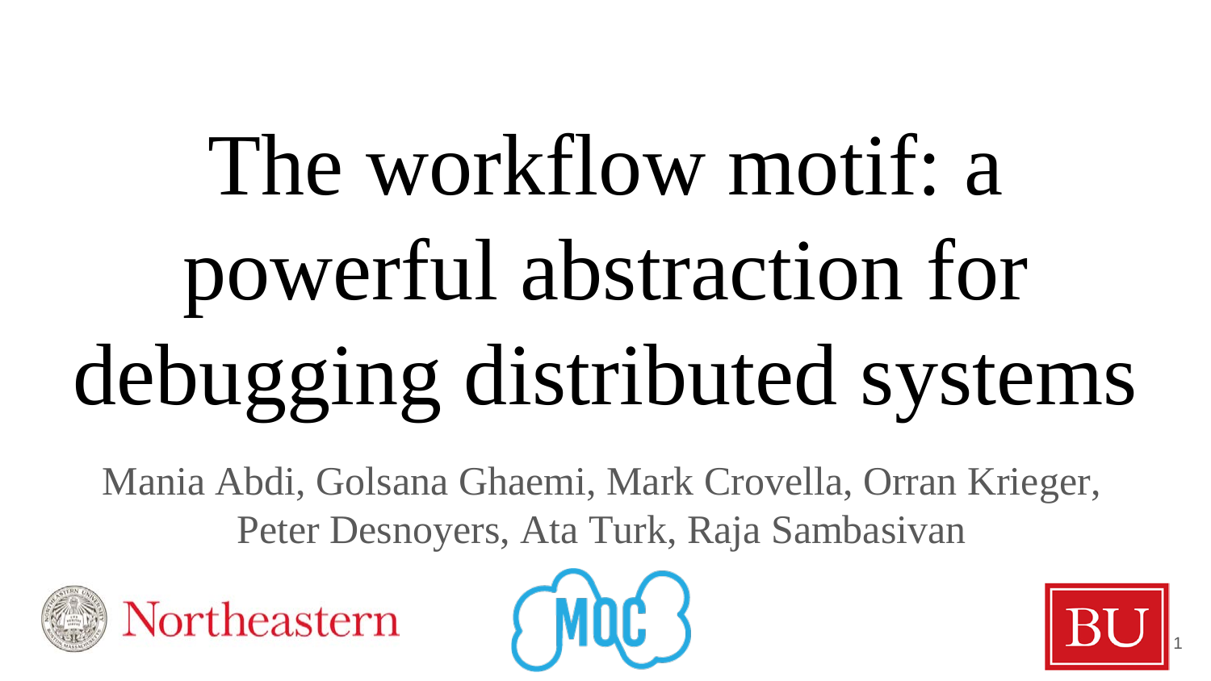# The workflow motif: a powerful abstraction for debugging distributed systems

Mania Abdi, Golsana Ghaemi, Mark Crovella, Orran Krieger, Peter Desnoyers, Ata Turk, Raja Sambasivan

Northeastern

MOC

BU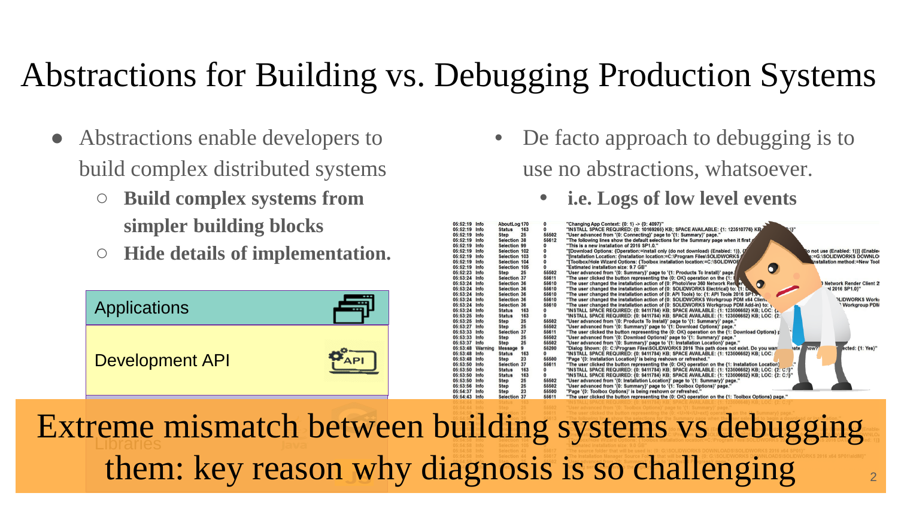# Abstractions for Building vs. Debugging Production Systems

- Abstractions enable developers to build complex distributed systems
  - **Build complex systems from simpler building blocks**
  - **Hide details of implementation.**

Applications

Development API

Libraries

- De facto approach to debugging is to use no abstractions, whatsoever.
  - **i.e. Logs of low level events**

Extreme mismatch between building systems vs debugging them: key reason why diagnosis is so challenging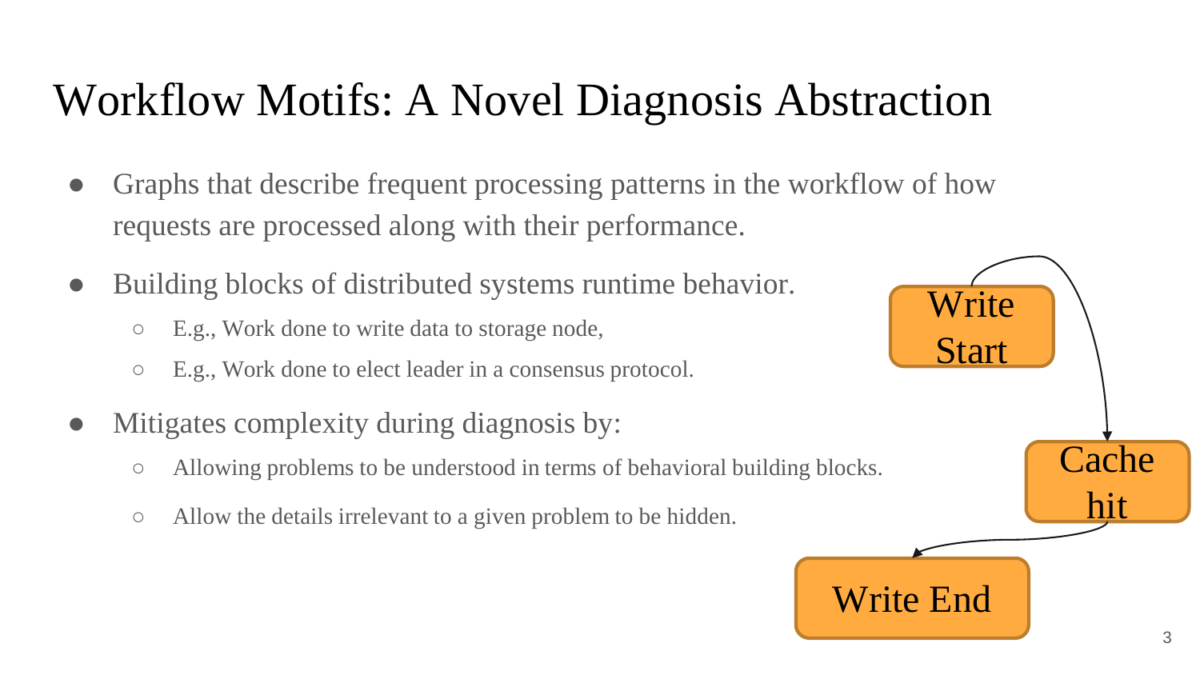# Workflow Motifs: A Novel Diagnosis Abstraction

- Graphs that describe frequent processing patterns in the workflow of how requests are processed along with their performance.
- Building blocks of distributed systems runtime behavior.
  - E.g., Work done to write data to storage node,
  - E.g., Work done to elect leader in a consensus protocol.
- Mitigates complexity during diagnosis by:
  - Allowing problems to be understood in terms of behavioral building blocks.
  - Allow the details irrelevant to a given problem to be hidden.

Write Start

Cache hit

Write End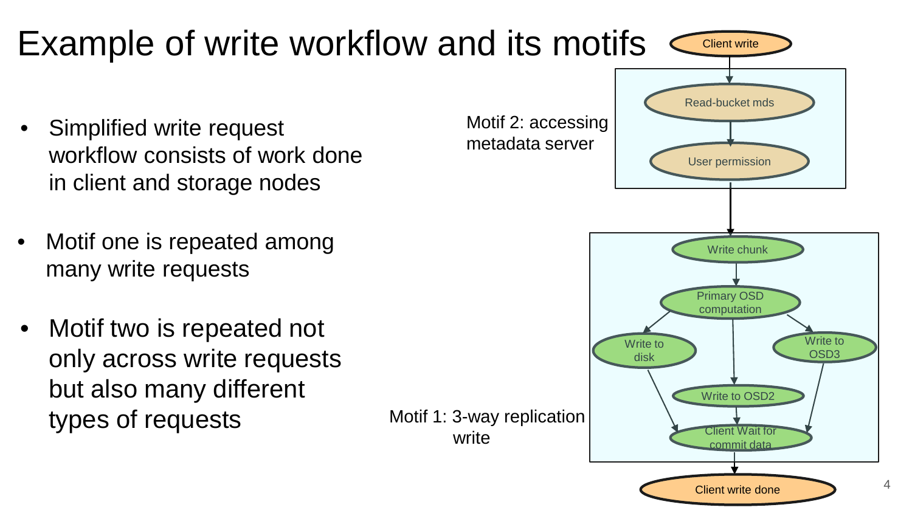# Example of write workflow and its motifs

- Simplified write request workflow consists of work done in client and storage nodes
- Motif one is repeated among many write requests
- Motif two is repeated not only across write requests but also many different types of requests

Client write

Motif 2: accessing metadata server

Read-bucket mds

User permission

Motif 1: 3-way replication write

Write chunk

Primary OSD computation

Write to disk

Write to OSD3

Write to OSD2

Client Wait for commit data

Client write done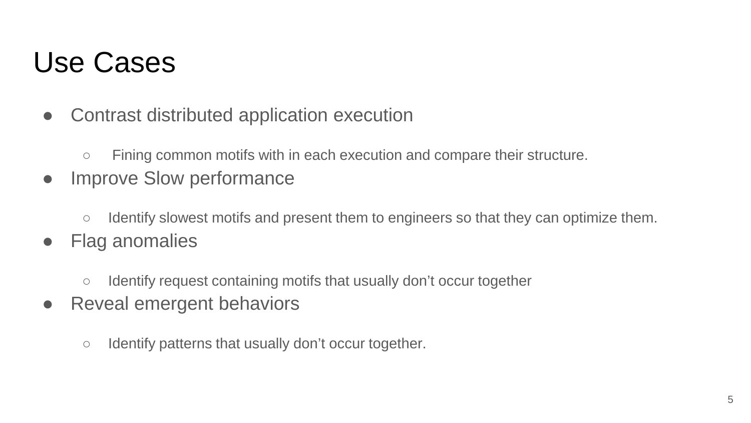# Use Cases

- Contrast distributed application execution
  - Fining common motifs with in each execution and compare their structure.
- Improve Slow performance
  - Identify slowest motifs and present them to engineers so that they can optimize them.
- Flag anomalies
  - Identify request containing motifs that usually don't occur together
- Reveal emergent behaviors
  - Identify patterns that usually don't occur together.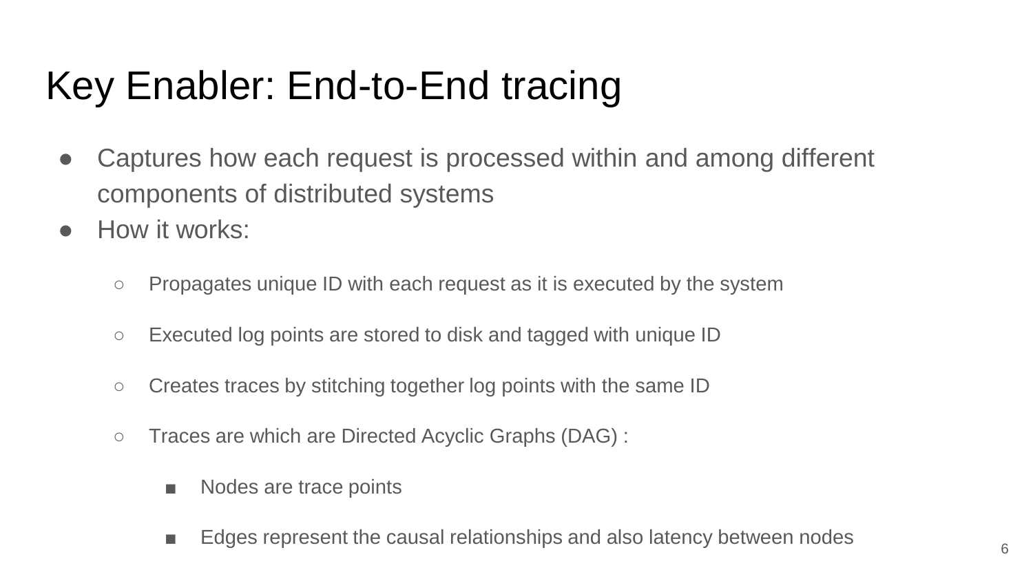# Key Enabler: End-to-End tracing

- Captures how each request is processed within and among different components of distributed systems
- How it works:
  - Propagates unique ID with each request as it is executed by the system
  - Executed log points are stored to disk and tagged with unique ID
  - Creates traces by stitching together log points with the same ID
  - Traces are which are Directed Acyclic Graphs (DAG) :
    - Nodes are trace points
    - Edges represent the causal relationships and also latency between nodes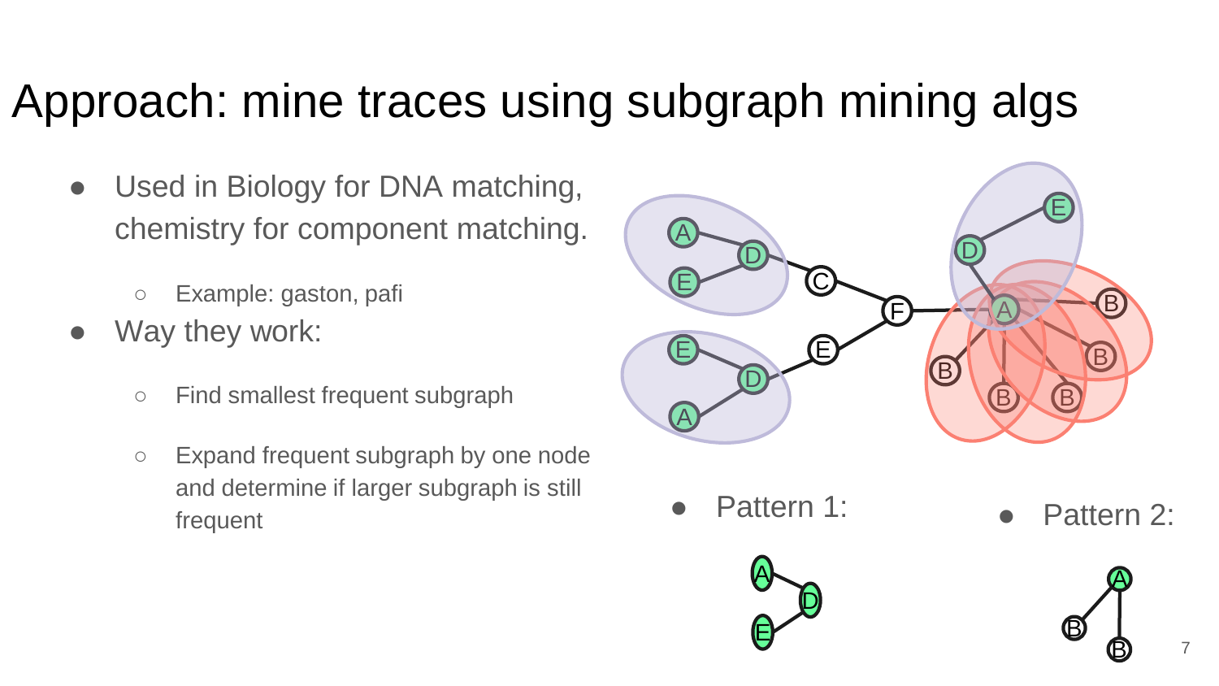# Approach: mine traces using subgraph mining algs

- Used in Biology for DNA matching, chemistry for component matching.
  - Example: gaston, pafi
- Way they work:
  - Find smallest frequent subgraph
  - Expand frequent subgraph by one node and determine if larger subgraph is still frequent

- Pattern 1:
- Pattern 2: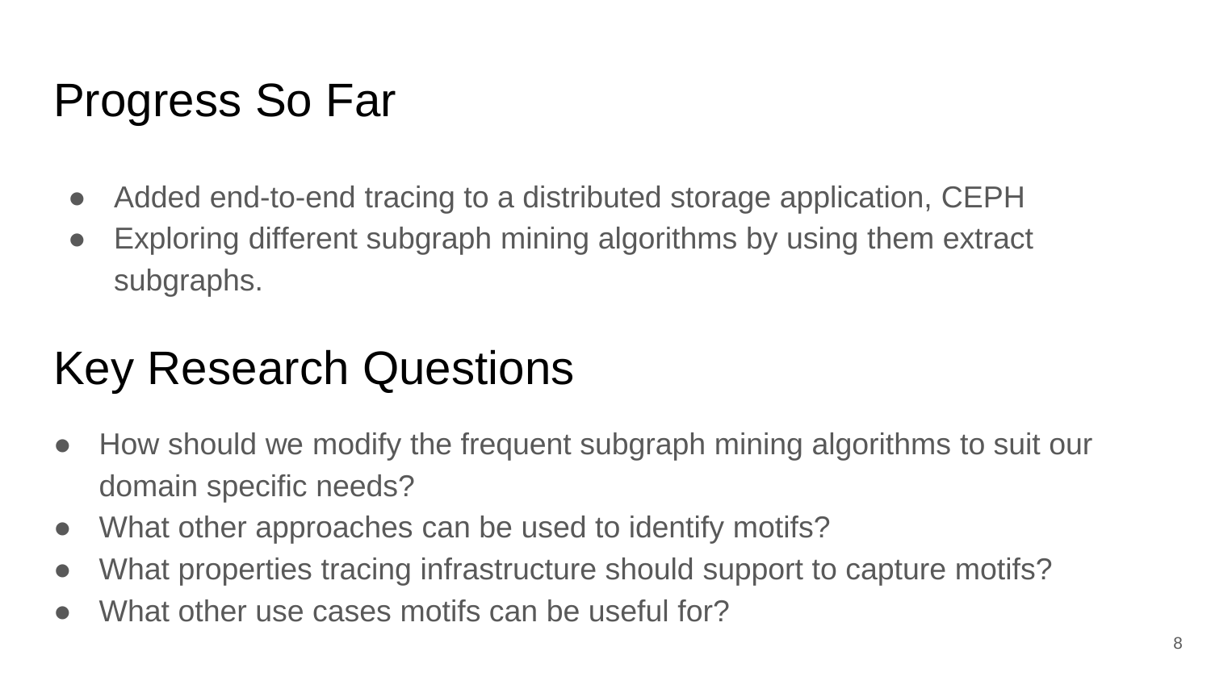# Progress So Far

- Added end-to-end tracing to a distributed storage application, CEPH
- Exploring different subgraph mining algorithms by using them extract subgraphs.

# Key Research Questions

- How should we modify the frequent subgraph mining algorithms to suit our domain specific needs?
- What other approaches can be used to identify motifs?
- What properties tracing infrastructure should support to capture motifs?
- What other use cases motifs can be useful for?